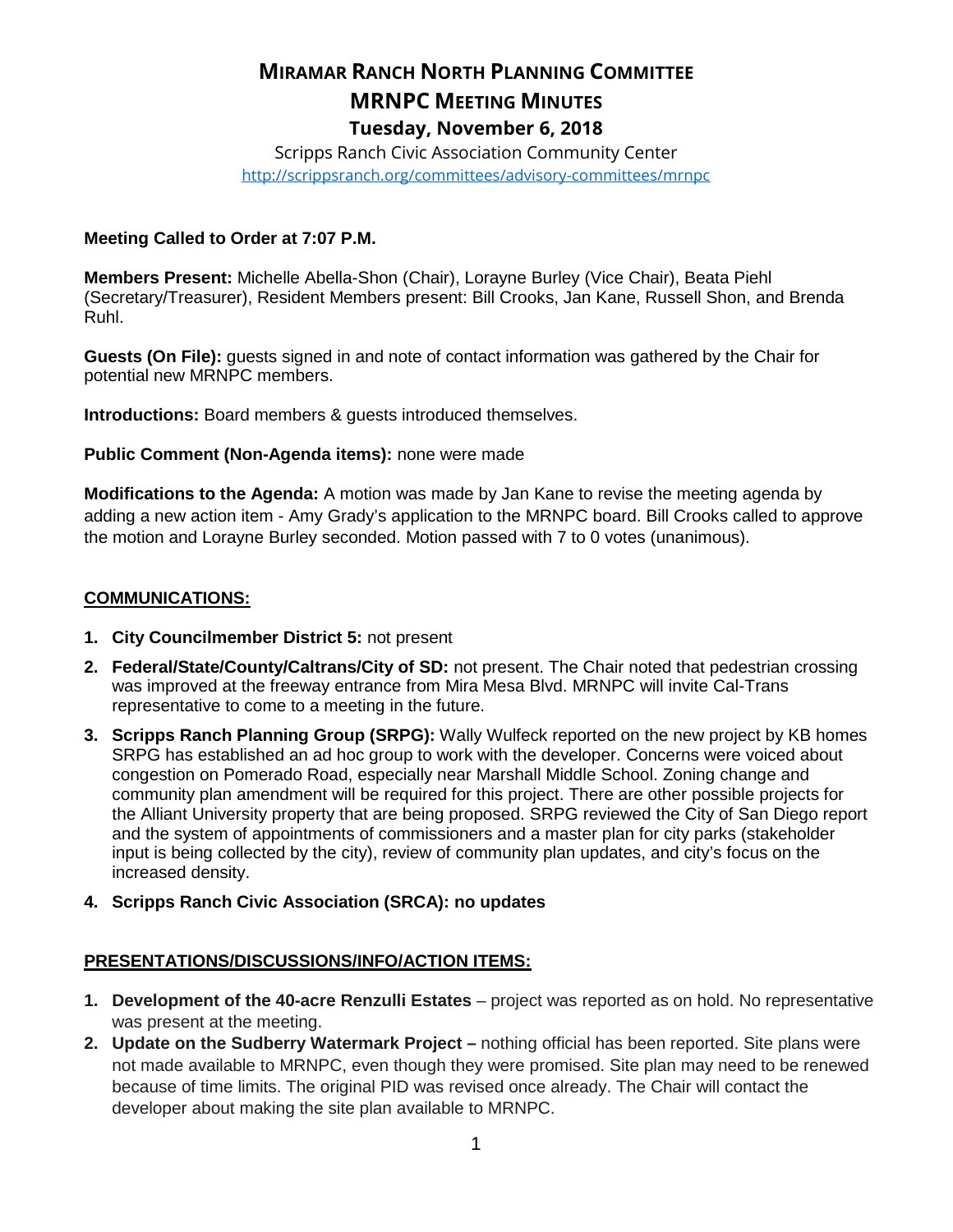# MIRAMAR RANCH NORTH PLANNING COMMITTEE
# MRNPC MEETING MINUTES
## Tuesday, November 6, 2018

Scripps Ranch Civic Association Community Center
http://scrippsranch.org/committees/advisory-committees/mrnpc

**Meeting Called to Order at 7:07 P.M.**

**Members Present:** Michelle Abella-Shon (Chair), Lorayne Burley (Vice Chair), Beata Piehl (Secretary/Treasurer), Resident Members present: Bill Crooks, Jan Kane, Russell Shon, and Brenda Ruhl.

**Guests (On File):** guests signed in and note of contact information was gathered by the Chair for potential new MRNPC members.

**Introductions:** Board members & guests introduced themselves.

**Public Comment (Non-Agenda items):** none were made

**Modifications to the Agenda:** A motion was made by Jan Kane to revise the meeting agenda by adding a new action item - Amy Grady's application to the MRNPC board. Bill Crooks called to approve the motion and Lorayne Burley seconded. Motion passed with 7 to 0 votes (unanimous).

**COMMUNICATIONS:**

1. **City Councilmember District 5:** not present
2. **Federal/State/County/Caltrans/City of SD:** not present. The Chair noted that pedestrian crossing was improved at the freeway entrance from Mira Mesa Blvd. MRNPC will invite Cal-Trans representative to come to a meeting in the future.
3. **Scripps Ranch Planning Group (SRPG):** Wally Wulfeck reported on the new project by KB homes SRPG has established an ad hoc group to work with the developer. Concerns were voiced about congestion on Pomerado Road, especially near Marshall Middle School. Zoning change and community plan amendment will be required for this project. There are other possible projects for the Alliant University property that are being proposed. SRPG reviewed the City of San Diego report and the system of appointments of commissioners and a master plan for city parks (stakeholder input is being collected by the city), review of community plan updates, and city's focus on the increased density.
4. **Scripps Ranch Civic Association (SRCA): no updates**

**PRESENTATIONS/DISCUSSIONS/INFO/ACTION ITEMS:**

1. **Development of the 40-acre Renzulli Estates** – project was reported as on hold. No representative was present at the meeting.
2. **Update on the Sudberry Watermark Project –** nothing official has been reported. Site plans were not made available to MRNPC, even though they were promised. Site plan may need to be renewed because of time limits. The original PID was revised once already. The Chair will contact the developer about making the site plan available to MRNPC.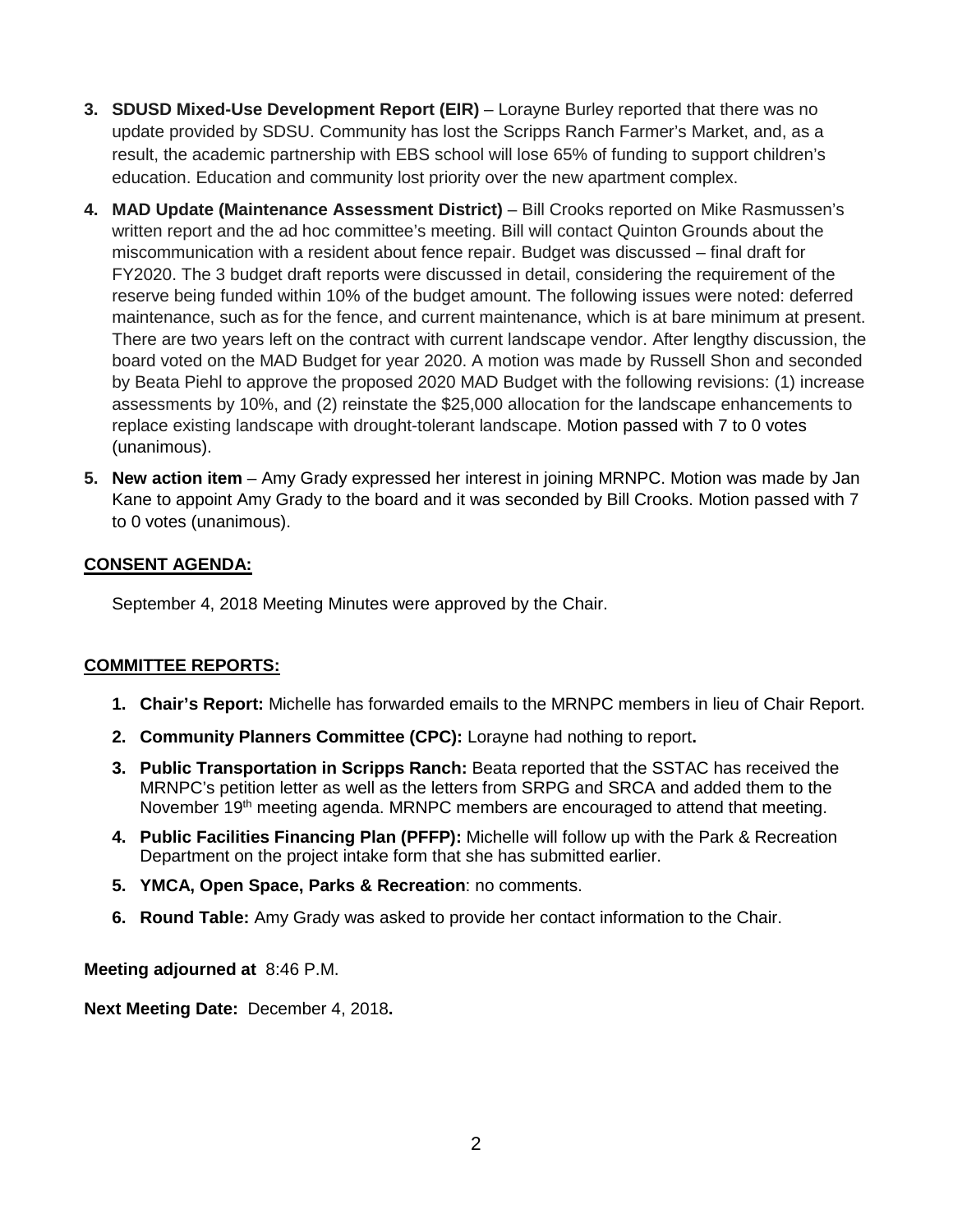3. **SDUSD Mixed-Use Development Report (EIR)** – Lorayne Burley reported that there was no update provided by SDSU. Community has lost the Scripps Ranch Farmer's Market, and, as a result, the academic partnership with EBS school will lose 65% of funding to support children's education. Education and community lost priority over the new apartment complex.
4. **MAD Update (Maintenance Assessment District)** – Bill Crooks reported on Mike Rasmussen's written report and the ad hoc committee's meeting. Bill will contact Quinton Grounds about the miscommunication with a resident about fence repair. Budget was discussed – final draft for FY2020. The 3 budget draft reports were discussed in detail, considering the requirement of the reserve being funded within 10% of the budget amount. The following issues were noted: deferred maintenance, such as for the fence, and current maintenance, which is at bare minimum at present. There are two years left on the contract with current landscape vendor. After lengthy discussion, the board voted on the MAD Budget for year 2020. A motion was made by Russell Shon and seconded by Beata Piehl to approve the proposed 2020 MAD Budget with the following revisions: (1) increase assessments by 10%, and (2) reinstate the $25,000 allocation for the landscape enhancements to replace existing landscape with drought-tolerant landscape. Motion passed with 7 to 0 votes (unanimous).
5. **New action item** – Amy Grady expressed her interest in joining MRNPC. Motion was made by Jan Kane to appoint Amy Grady to the board and it was seconded by Bill Crooks. Motion passed with 7 to 0 votes (unanimous).

**CONSENT AGENDA:**

September 4, 2018 Meeting Minutes were approved by the Chair.

**COMMITTEE REPORTS:**

1. **Chair's Report:** Michelle has forwarded emails to the MRNPC members in lieu of Chair Report.
2. **Community Planners Committee (CPC):** Lorayne had nothing to report**.**
3. **Public Transportation in Scripps Ranch:** Beata reported that the SSTAC has received the MRNPC's petition letter as well as the letters from SRPG and SRCA and added them to the November 19th meeting agenda. MRNPC members are encouraged to attend that meeting.
4. **Public Facilities Financing Plan (PFFP):** Michelle will follow up with the Park & Recreation Department on the project intake form that she has submitted earlier.
5. **YMCA, Open Space, Parks & Recreation**: no comments.
6. **Round Table:** Amy Grady was asked to provide her contact information to the Chair.

**Meeting adjourned at** 8:46 P.M.

**Next Meeting Date:** December 4, 2018**.**